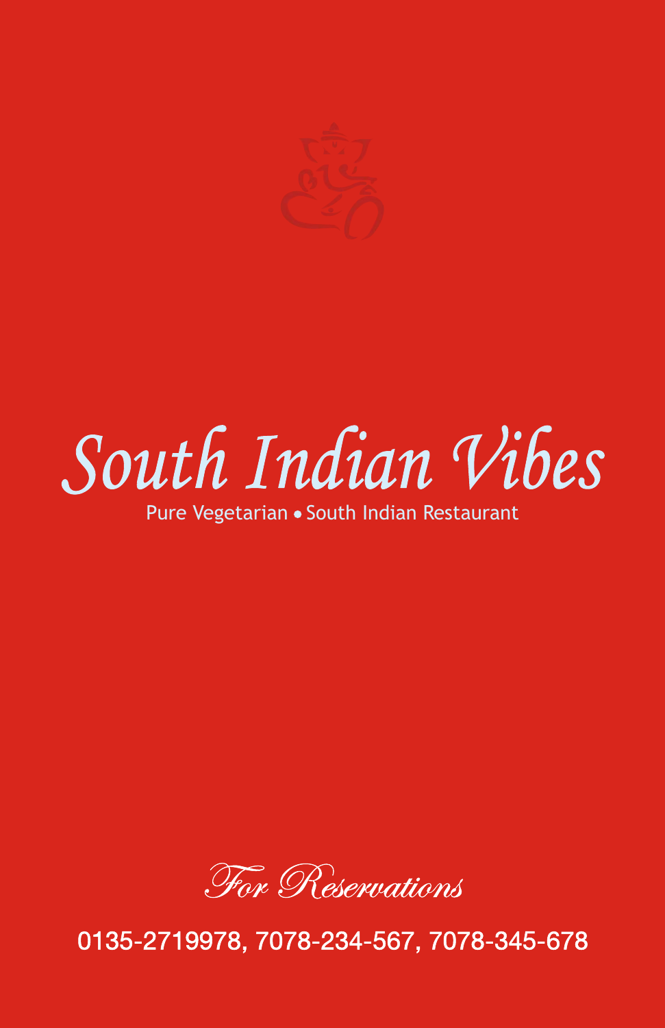# South Indian Vibes

Pure Vegetarian • South Indian Restaurant

*For Reservations*

0135-2719978, 7078-234-567, 7078-345-678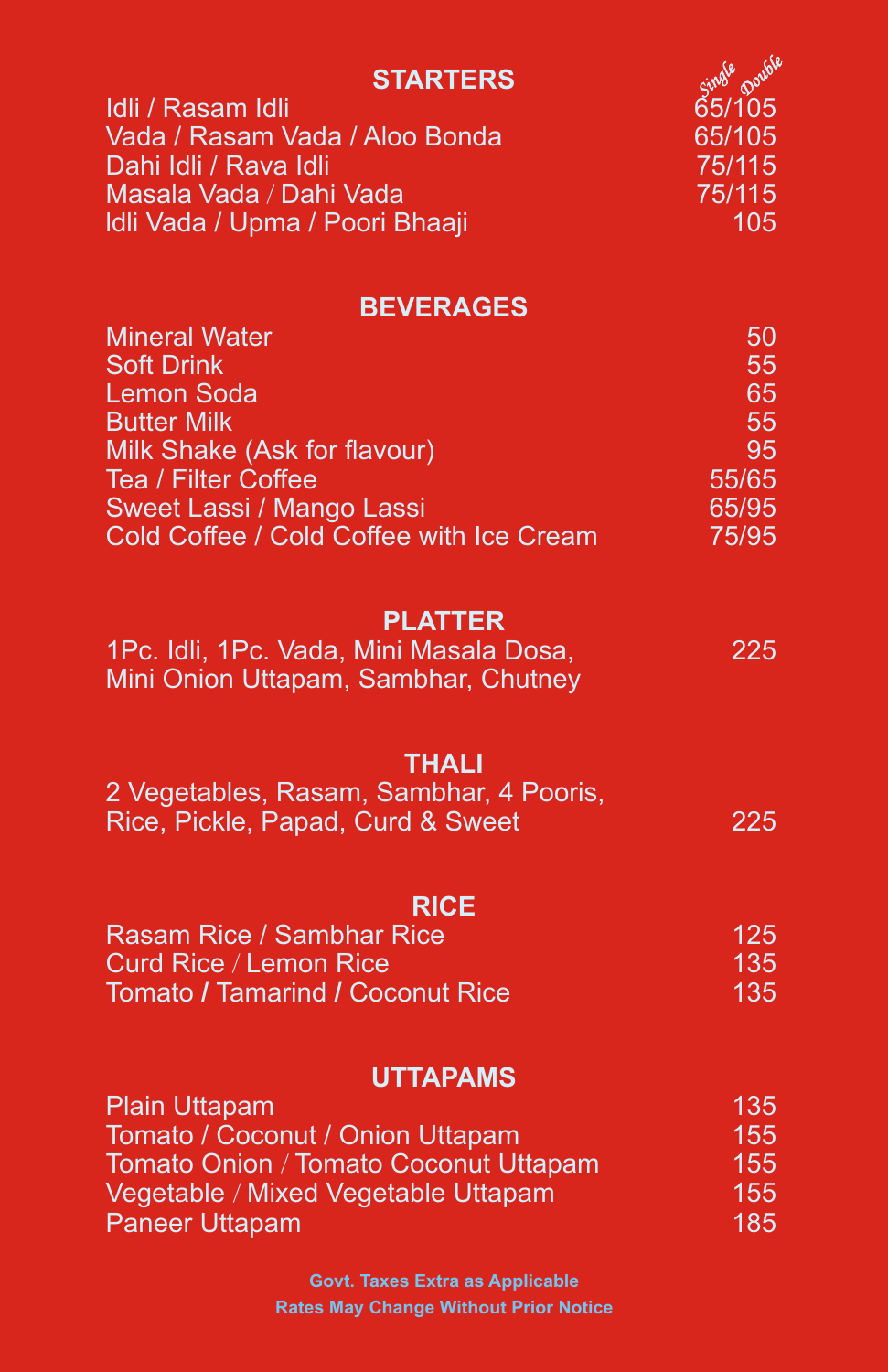## STARTERS

| Item | Single/Double |
|---|---|
| Idli / Rasam Idli | 65/105 |
| Vada / Rasam Vada / Aloo Bonda | 65/105 |
| Dahi Idli / Rava Idli | 75/115 |
| Masala Vada / Dahi Vada | 75/115 |
| Idli Vada / Upma / Poori Bhaaji | 105 |

## BEVERAGES

| Item | Price |
|---|---|
| Mineral Water | 50 |
| Soft Drink | 55 |
| Lemon Soda | 65 |
| Butter Milk | 55 |
| Milk Shake (Ask for flavour) | 95 |
| Tea / Filter Coffee | 55/65 |
| Sweet Lassi / Mango Lassi | 65/95 |
| Cold Coffee / Cold Coffee with Ice Cream | 75/95 |

## PLATTER

| Item | Price |
|---|---|
| 1Pc. Idli, 1Pc. Vada, Mini Masala Dosa, Mini Onion Uttapam, Sambhar, Chutney | 225 |

## THALI

| Item | Price |
|---|---|
| 2 Vegetables, Rasam, Sambhar, 4 Pooris, Rice, Pickle, Papad, Curd & Sweet | 225 |

## RICE

| Item | Price |
|---|---|
| Rasam Rice / Sambhar Rice | 125 |
| Curd Rice / Lemon Rice | 135 |
| Tomato / Tamarind / Coconut Rice | 135 |

## UTTAPAMS

| Item | Price |
|---|---|
| Plain Uttapam | 135 |
| Tomato / Coconut / Onion Uttapam | 155 |
| Tomato Onion / Tomato Coconut Uttapam | 155 |
| Vegetable / Mixed Vegetable Uttapam | 155 |
| Paneer Uttapam | 185 |

**Govt. Taxes Extra as Applicable**

**Rates May Change Without Prior Notice**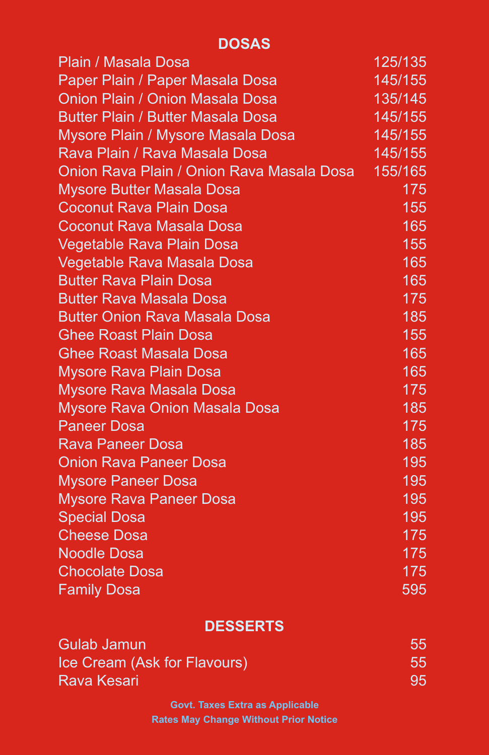## DOSAS

| Item | Price |
|---|---|
| Plain / Masala Dosa | 125/135 |
| Paper Plain / Paper Masala Dosa | 145/155 |
| Onion Plain / Onion Masala Dosa | 135/145 |
| Butter Plain / Butter Masala Dosa | 145/155 |
| Mysore Plain / Mysore Masala Dosa | 145/155 |
| Rava Plain / Rava Masala Dosa | 145/155 |
| Onion Rava Plain / Onion Rava Masala Dosa | 155/165 |
| Mysore Butter Masala Dosa | 175 |
| Coconut Rava Plain Dosa | 155 |
| Coconut Rava Masala Dosa | 165 |
| Vegetable Rava Plain Dosa | 155 |
| Vegetable Rava Masala Dosa | 165 |
| Butter Rava Plain Dosa | 165 |
| Butter Rava Masala Dosa | 175 |
| Butter Onion Rava Masala Dosa | 185 |
| Ghee Roast Plain Dosa | 155 |
| Ghee Roast Masala Dosa | 165 |
| Mysore Rava Plain Dosa | 165 |
| Mysore Rava Masala Dosa | 175 |
| Mysore Rava Onion Masala Dosa | 185 |
| Paneer Dosa | 175 |
| Rava Paneer Dosa | 185 |
| Onion Rava Paneer Dosa | 195 |
| Mysore Paneer Dosa | 195 |
| Mysore Rava Paneer Dosa | 195 |
| Special Dosa | 195 |
| Cheese Dosa | 175 |
| Noodle Dosa | 175 |
| Chocolate Dosa | 175 |
| Family Dosa | 595 |

## DESSERTS

| Item | Price |
|---|---|
| Gulab Jamun | 55 |
| Ice Cream (Ask for Flavours) | 55 |
| Rava Kesari | 95 |

**Govt. Taxes Extra as Applicable**

**Rates May Change Without Prior Notice**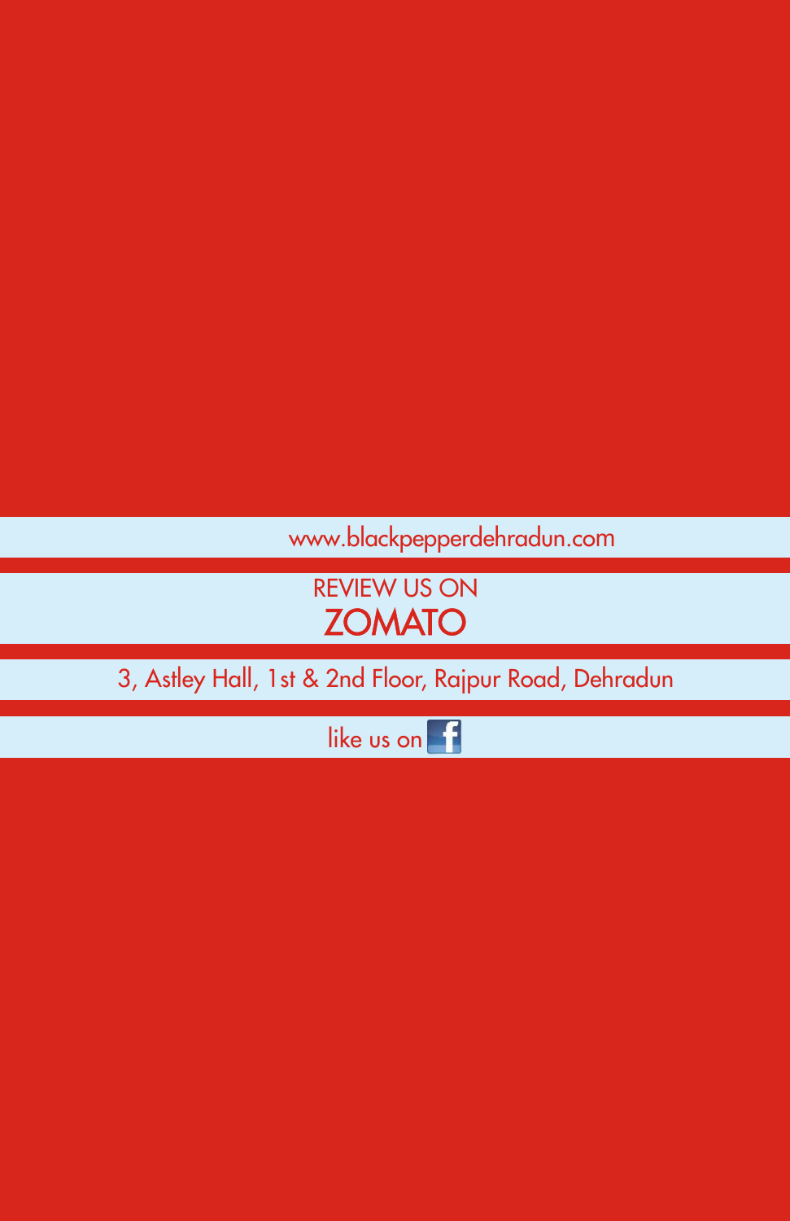www.blackpepperdehradun.com

REVIEW US ON
ZOMATO

3, Astley Hall, 1st & 2nd Floor, Rajpur Road, Dehradun

like us on f